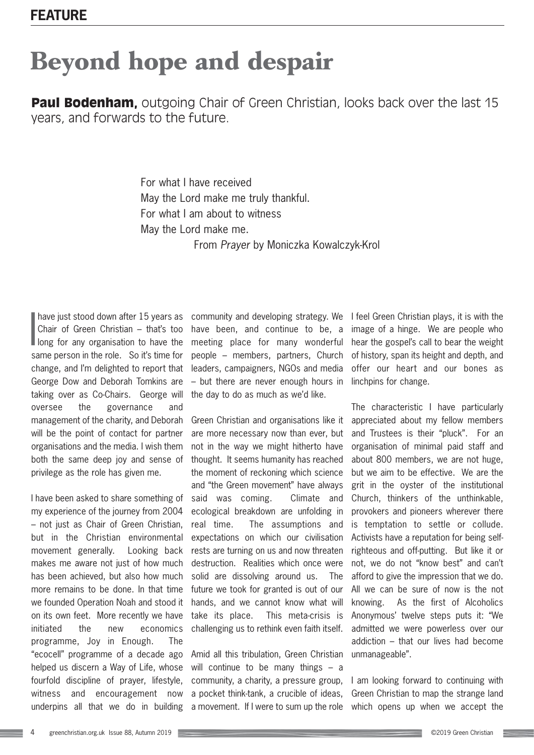# Beyond hope and despair

**Paul Bodenham,** outgoing Chair of Green Christian, looks back over the last 15 years, and forwards to the future.

> For what I have received
> May the Lord make me truly thankful.
> For what I am about to witness
> May the Lord make me.
>
> From *Prayer* by Moniczka Kowalczyk-Krol

I have just stood down after 15 years as Chair of Green Christian – that's too long for any organisation to have the same person in the role. So it's time for change, and I'm delighted to report that George Dow and Deborah Tomkins are taking over as Co-Chairs. George will oversee the governance and management of the charity, and Deborah will be the point of contact for partner organisations and the media. I wish them both the same deep joy and sense of privilege as the role has given me.

I have been asked to share something of my experience of the journey from 2004 – not just as Chair of Green Christian, but in the Christian environmental movement generally. Looking back makes me aware not just of how much has been achieved, but also how much more remains to be done. In that time we founded Operation Noah and stood it on its own feet. More recently we have initiated the new economics programme, Joy in Enough. The "ecocell" programme of a decade ago helped us discern a Way of Life, whose fourfold discipline of prayer, lifestyle, witness and encouragement now underpins all that we do in building community and developing strategy. We have been, and continue to be, a meeting place for many wonderful people – members, partners, Church leaders, campaigners, NGOs and media – but there are never enough hours in the day to do as much as we'd like.

Green Christian and organisations like it are more necessary now than ever, but not in the way we might hitherto have thought. It seems humanity has reached the moment of reckoning which science and "the Green movement" have always said was coming. Climate and ecological breakdown are unfolding in real time. The assumptions and expectations on which our civilisation rests are turning on us and now threaten destruction. Realities which once were solid are dissolving around us. The future we took for granted is out of our hands, and we cannot know what will take its place. This meta-crisis is challenging us to rethink even faith itself.

Amid all this tribulation, Green Christian will continue to be many things – a community, a charity, a pressure group, a pocket think-tank, a crucible of ideas, a movement. If I were to sum up the role I feel Green Christian plays, it is with the image of a hinge. We are people who hear the gospel's call to bear the weight of history, span its height and depth, and offer our heart and our bones as linchpins for change.

The characteristic I have particularly appreciated about my fellow members and Trustees is their "pluck". For an organisation of minimal paid staff and about 800 members, we are not huge, but we aim to be effective. We are the grit in the oyster of the institutional Church, thinkers of the unthinkable, provokers and pioneers wherever there is temptation to settle or collude. Activists have a reputation for being self-righteous and off-putting. But like it or not, we do not "know best" and can't afford to give the impression that we do. All we can be sure of now is the not knowing. As the first of Alcoholics Anonymous' twelve steps puts it: "We admitted we were powerless over our addiction – that our lives had become unmanageable".

I am looking forward to continuing with Green Christian to map the strange land which opens up when we accept the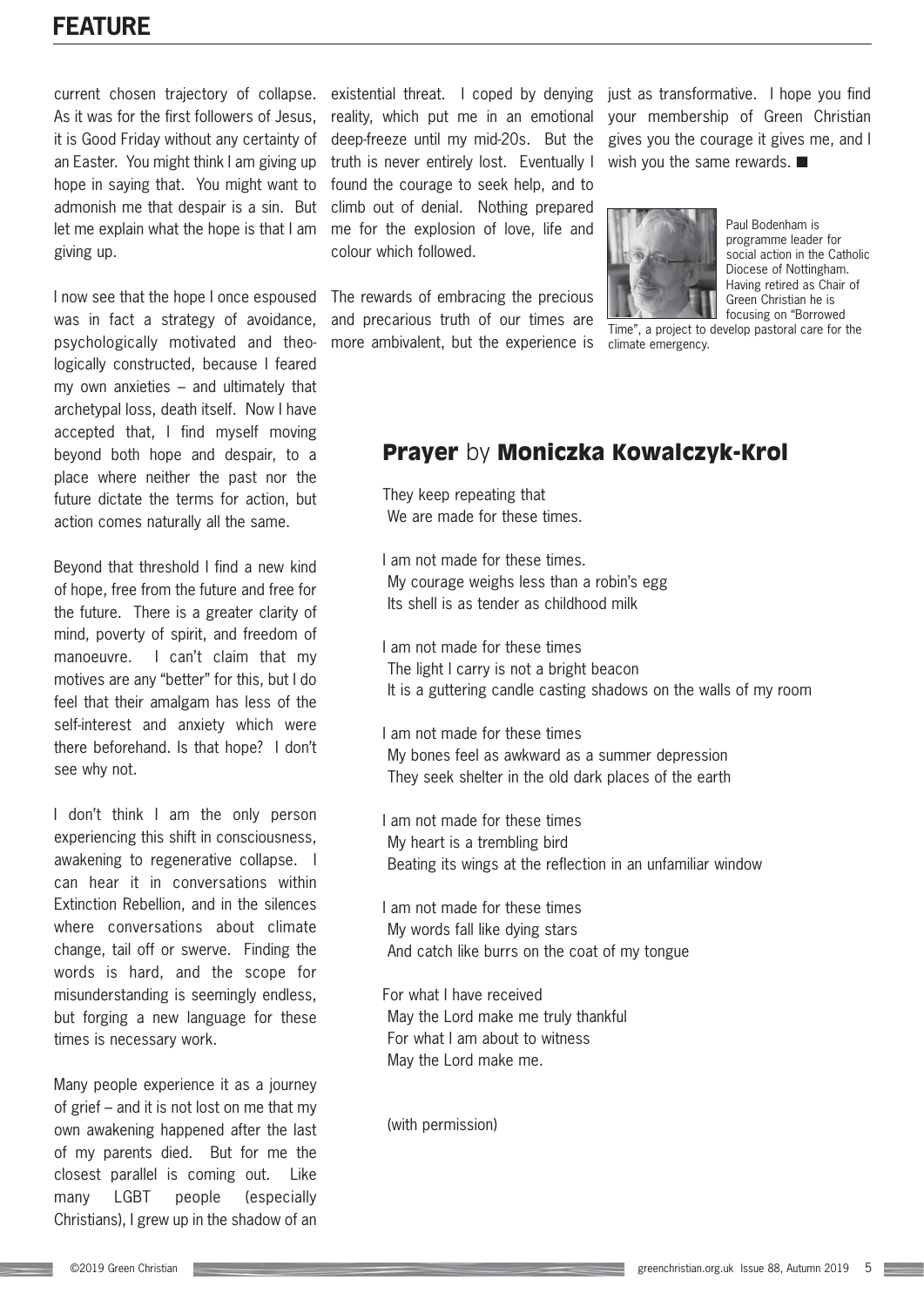current chosen trajectory of collapse. As it was for the first followers of Jesus, it is Good Friday without any certainty of an Easter. You might think I am giving up hope in saying that. You might want to admonish me that despair is a sin. But let me explain what the hope is that I am giving up.

I now see that the hope I once espoused was in fact a strategy of avoidance, psychologically motivated and theologically constructed, because I feared my own anxieties – and ultimately that archetypal loss, death itself. Now I have accepted that, I find myself moving beyond both hope and despair, to a place where neither the past nor the future dictate the terms for action, but action comes naturally all the same.

Beyond that threshold I find a new kind of hope, free from the future and free for the future. There is a greater clarity of mind, poverty of spirit, and freedom of manoeuvre. I can't claim that my motives are any "better" for this, but I do feel that their amalgam has less of the self-interest and anxiety which were there beforehand. Is that hope? I don't see why not.

I don't think I am the only person experiencing this shift in consciousness, awakening to regenerative collapse. I can hear it in conversations within Extinction Rebellion, and in the silences where conversations about climate change, tail off or swerve. Finding the words is hard, and the scope for misunderstanding is seemingly endless, but forging a new language for these times is necessary work.

Many people experience it as a journey of grief – and it is not lost on me that my own awakening happened after the last of my parents died. But for me the closest parallel is coming out. Like many LGBT people (especially Christians), I grew up in the shadow of an existential threat. I coped by denying reality, which put me in an emotional deep-freeze until my mid-20s. But the truth is never entirely lost. Eventually I found the courage to seek help, and to climb out of denial. Nothing prepared me for the explosion of love, life and colour which followed.

The rewards of embracing the precious and precarious truth of our times are more ambivalent, but the experience is just as transformative. I hope you find your membership of Green Christian gives you the courage it gives me, and I wish you the same rewards. ■

Paul Bodenham is programme leader for social action in the Catholic Diocese of Nottingham. Having retired as Chair of Green Christian he is focusing on "Borrowed Time", a project to develop pastoral care for the climate emergency.

## Prayer by Moniczka Kowalczyk-Krol

They keep repeating that
We are made for these times.

I am not made for these times.
My courage weighs less than a robin's egg
Its shell is as tender as childhood milk

I am not made for these times
The light I carry is not a bright beacon
It is a guttering candle casting shadows on the walls of my room

I am not made for these times
My bones feel as awkward as a summer depression
They seek shelter in the old dark places of the earth

I am not made for these times
My heart is a trembling bird
Beating its wings at the reflection in an unfamiliar window

I am not made for these times
My words fall like dying stars
And catch like burrs on the coat of my tongue

For what I have received
May the Lord make me truly thankful
For what I am about to witness
May the Lord make me.

(with permission)